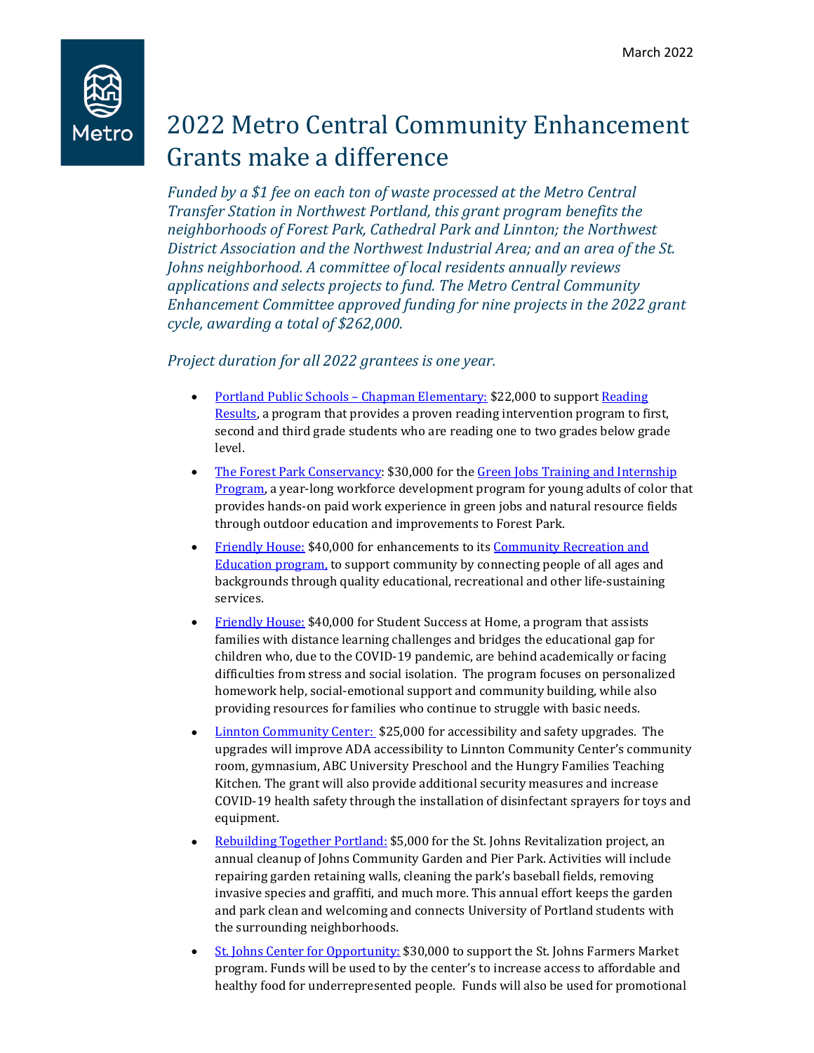March 2022

# 2022 Metro Central Community Enhancement Grants make a difference

*Funded by a $1 fee on each ton of waste processed at the Metro Central Transfer Station in Northwest Portland, this grant program benefits the neighborhoods of Forest Park, Cathedral Park and Linnton; the Northwest District Association and the Northwest Industrial Area; and an area of the St. Johns neighborhood. A committee of local residents annually reviews applications and selects projects to fund. The Metro Central Community Enhancement Committee approved funding for nine projects in the 2022 grant cycle, awarding a total of $262,000.*

*Project duration for all 2022 grantees is one year.*

- Portland Public Schools – Chapman Elementary: $22,000 to support Reading Results, a program that provides a proven reading intervention program to first, second and third grade students who are reading one to two grades below grade level.
- The Forest Park Conservancy: $30,000 for the Green Jobs Training and Internship Program, a year-long workforce development program for young adults of color that provides hands-on paid work experience in green jobs and natural resource fields through outdoor education and improvements to Forest Park.
- Friendly House: $40,000 for enhancements to its Community Recreation and Education program, to support community by connecting people of all ages and backgrounds through quality educational, recreational and other life-sustaining services.
- Friendly House: $40,000 for Student Success at Home, a program that assists families with distance learning challenges and bridges the educational gap for children who, due to the COVID-19 pandemic, are behind academically or facing difficulties from stress and social isolation. The program focuses on personalized homework help, social-emotional support and community building, while also providing resources for families who continue to struggle with basic needs.
- Linnton Community Center: $25,000 for accessibility and safety upgrades. The upgrades will improve ADA accessibility to Linnton Community Center's community room, gymnasium, ABC University Preschool and the Hungry Families Teaching Kitchen. The grant will also provide additional security measures and increase COVID-19 health safety through the installation of disinfectant sprayers for toys and equipment.
- Rebuilding Together Portland: $5,000 for the St. Johns Revitalization project, an annual cleanup of Johns Community Garden and Pier Park. Activities will include repairing garden retaining walls, cleaning the park's baseball fields, removing invasive species and graffiti, and much more. This annual effort keeps the garden and park clean and welcoming and connects University of Portland students with the surrounding neighborhoods.
- St. Johns Center for Opportunity: $30,000 to support the St. Johns Farmers Market program. Funds will be used to by the center's to increase access to affordable and healthy food for underrepresented people. Funds will also be used for promotional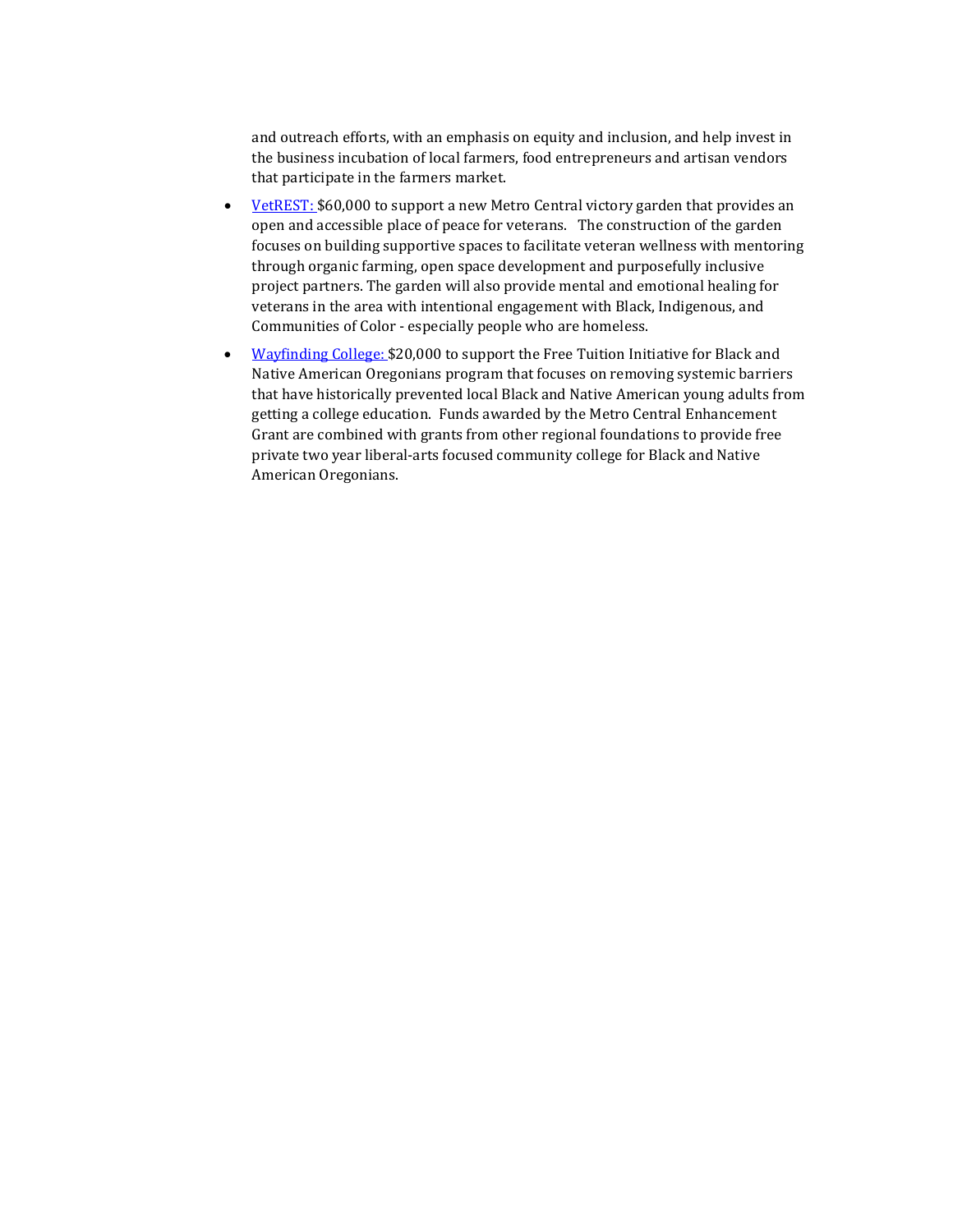and outreach efforts, with an emphasis on equity and inclusion, and help invest in the business incubation of local farmers, food entrepreneurs and artisan vendors that participate in the farmers market.

- VetREST: $60,000 to support a new Metro Central victory garden that provides an open and accessible place of peace for veterans. The construction of the garden focuses on building supportive spaces to facilitate veteran wellness with mentoring through organic farming, open space development and purposefully inclusive project partners. The garden will also provide mental and emotional healing for veterans in the area with intentional engagement with Black, Indigenous, and Communities of Color - especially people who are homeless.
- Wayfinding College: $20,000 to support the Free Tuition Initiative for Black and Native American Oregonians program that focuses on removing systemic barriers that have historically prevented local Black and Native American young adults from getting a college education. Funds awarded by the Metro Central Enhancement Grant are combined with grants from other regional foundations to provide free private two year liberal-arts focused community college for Black and Native American Oregonians.